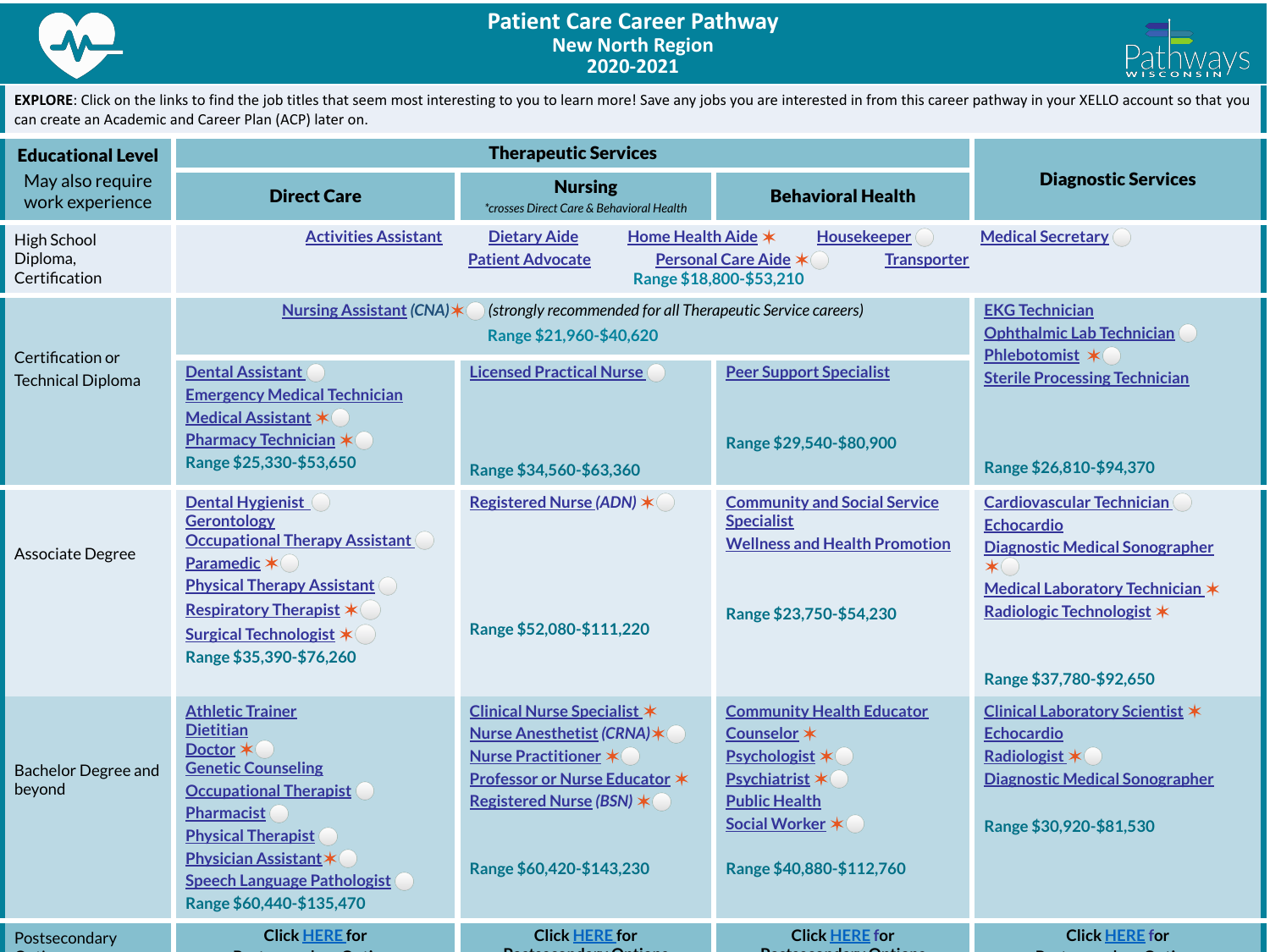# Patient Care Career Pathway
## New North Region
## 2020-2021

**EXPLORE**: Click on the links to find the job titles that seem most interesting to you to learn more! Save any jobs you are interested in from this career pathway in your XELLO account so that you can create an Academic and Career Plan (ACP) later on.

| **Educational Level** May also require work experience | **Therapeutic Services** | | | **Diagnostic Services** |
|---|---|---|---|---|
| | **Direct Care** | **Nursing** *crosses Direct Care & Behavioral Health | **Behavioral Health** | |
| High School Diploma, Certification | Activities Assistant<br>Dietary Aide<br>Home Health Aide ✶<br>Housekeeper ◯<br>Patient Advocate<br>Personal Care Aide ✶◯<br>Transporter<br>Range $18,800-$53,210 | | | Medical Secretary ◯ |
| Certification or Technical Diploma | Nursing Assistant *(CNA)* ✶◯ *(strongly recommended for all Therapeutic Service careers)*<br>Range $21,960-$40,620 | | | EKG Technician<br>Ophthalmic Lab Technician ◯<br>Phlebotomist ✶◯<br>Sterile Processing Technician<br>Range $26,810-$94,370 |
| | Dental Assistant ◯<br>Emergency Medical Technician<br>Medical Assistant ✶◯<br>Pharmacy Technician ✶◯<br>Range $25,330-$53,650 | Licensed Practical Nurse ◯<br>Range $34,560-$63,360 | Peer Support Specialist<br>Range $29,540-$80,900 | |
| Associate Degree | Dental Hygienist ◯<br>Gerontology<br>Occupational Therapy Assistant ◯<br>Paramedic ✶◯<br>Physical Therapy Assistant ◯<br>Respiratory Therapist ✶◯<br>Surgical Technologist ✶◯<br>Range $35,390-$76,260 | Registered Nurse *(ADN)* ✶◯<br>Range $52,080-$111,220 | Community and Social Service Specialist<br>Wellness and Health Promotion<br>Range $23,750-$54,230 | Cardiovascular Technician ◯<br>Echocardio<br>Diagnostic Medical Sonographer ✶◯<br>Medical Laboratory Technician ✶<br>Radiologic Technologist ✶<br>Range $37,780-$92,650 |
| Bachelor Degree and beyond | Athletic Trainer<br>Dietitian<br>Doctor ✶◯<br>Genetic Counseling<br>Occupational Therapist ◯<br>Pharmacist ◯<br>Physical Therapist ◯<br>Physician Assistant ✶◯<br>Speech Language Pathologist ◯<br>Range $60,440-$135,470 | Clinical Nurse Specialist ✶<br>Nurse Anesthetist *(CRNA)* ✶◯<br>Nurse Practitioner ✶◯<br>Professor or Nurse Educator ✶<br>Registered Nurse *(BSN)* ✶◯<br>Range $60,420-$143,230 | Community Health Educator<br>Counselor ✶<br>Psychologist ✶◯<br>Psychiatrist ✶◯<br>Public Health<br>Social Worker ✶◯<br>Range $40,880-$112,760 | Clinical Laboratory Scientist ✶<br>Echocardio<br>Radiologist ✶◯<br>Diagnostic Medical Sonographer<br>Range $30,920-$81,530 |
| Postsecondary Options | Click HERE for Postsecondary Options | Click HERE for Postsecondary Options | Click HERE for Postsecondary Options | Click HERE for Postsecondary Options |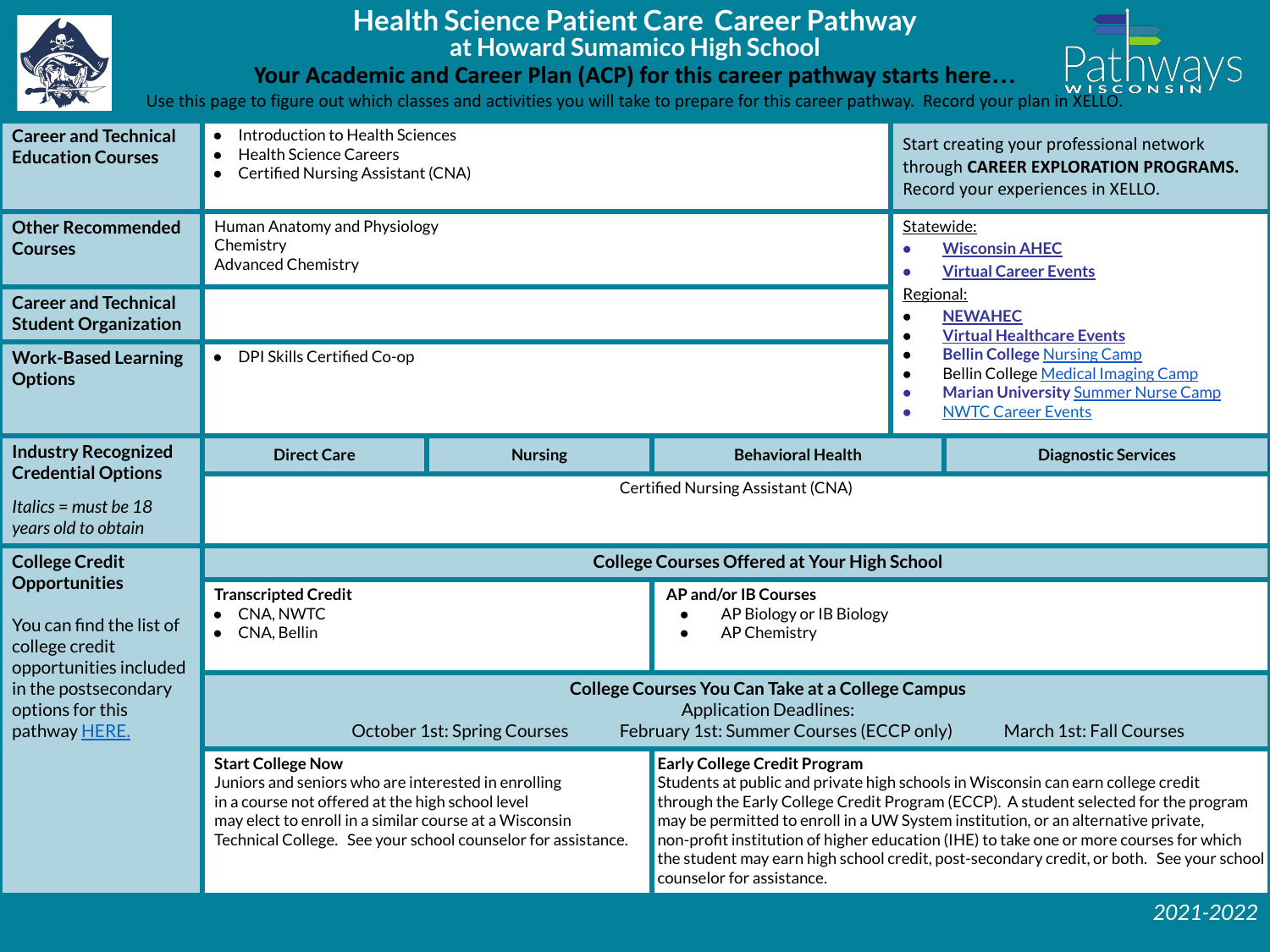# Health Science Patient Care Career Pathway
## at Howard Sumamico High School

**Your Academic and Career Plan (ACP) for this career pathway starts here…**

Use this page to figure out which classes and activities you will take to prepare for this career pathway. Record your plan in XELLO.

| | | |
|---|---|---|
| **Career and Technical Education Courses** | • Introduction to Health Sciences<br>• Health Science Careers<br>• Certified Nursing Assistant (CNA) | Start creating your professional network through **CAREER EXPLORATION PROGRAMS.** Record your experiences in XELLO. |
| **Other Recommended Courses** | Human Anatomy and Physiology<br>Chemistry<br>Advanced Chemistry | Statewide:<br>• Wisconsin AHEC<br>• Virtual Career Events<br>Regional:<br>• NEWAHEC<br>• Virtual Healthcare Events<br>• **Bellin College** Nursing Camp<br>• Bellin College Medical Imaging Camp<br>• **Marian University** Summer Nurse Camp<br>• NWTC Career Events |
| **Career and Technical Student Organization** | | |
| **Work-Based Learning Options** | • DPI Skills Certified Co-op | |

| **Industry Recognized Credential Options**<br><br>*Italics = must be 18 years old to obtain* | **Direct Care** | **Nursing** | **Behavioral Health** | **Diagnostic Services** |
|---|---|---|---|---|
| | Certified Nursing Assistant (CNA) | | | |

## College Credit Opportunities

You can find the list of college credit opportunities included in the postsecondary options for this pathway HERE.

### College Courses Offered at Your High School

| **Transcripted Credit** | **AP and/or IB Courses** |
|---|---|
| • CNA, NWTC<br>• CNA, Bellin | • AP Biology or IB Biology<br>• AP Chemistry |

### College Courses You Can Take at a College Campus

Application Deadlines:

October 1st: Spring Courses  February 1st: Summer Courses (ECCP only)  March 1st: Fall Courses

**Start College Now**
Juniors and seniors who are interested in enrolling in a course not offered at the high school level may elect to enroll in a similar course at a Wisconsin Technical College. See your school counselor for assistance.

**Early College Credit Program**
Students at public and private high schools in Wisconsin can earn college credit through the Early College Credit Program (ECCP). A student selected for the program may be permitted to enroll in a UW System institution, or an alternative private, non-profit institution of higher education (IHE) to take one or more courses for which the student may earn high school credit, post-secondary credit, or both. See your school counselor for assistance.

*2021-2022*